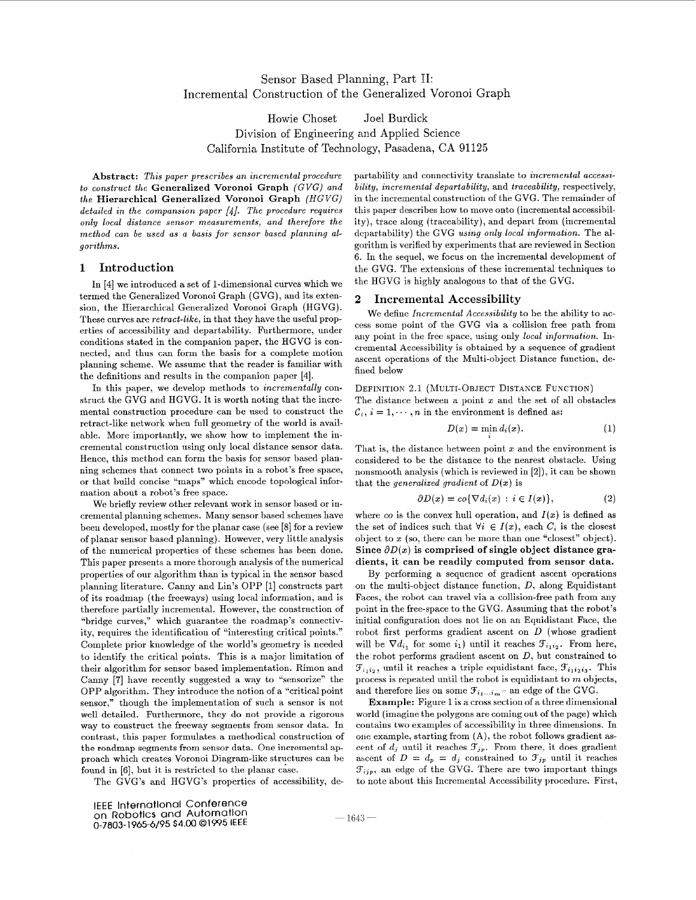# Sensor Based Planning, Part II: Incremental Construction of the Generalized Voronoi Graph

Howie Choset Joel Burdick

Division of Engineering and Applied Science
California Institute of Technology, Pasadena, CA 91125

**Abstract:** *This paper prescribes an incremental procedure to construct the* **Generalized Voronoi Graph** *(GVG) and the* **Hierarchical Generalized Voronoi Graph** *(HGVG) detailed in the compansion paper [4]. The procedure requires only local distance sensor measurements, and therefore the method can be used as a basis for sensor based planning algorithms.*

## 1 Introduction

In [4] we introduced a set of 1-dimensional curves which we termed the Generalized Voronoi Graph (GVG), and its extension, the Hierarchical Generalized Voronoi Graph (HGVG). These curves are *retract-like*, in that they have the useful properties of accessibility and departability. Furthermore, under conditions stated in the companion paper, the HGVG is connected, and thus can form the basis for a complete motion planning scheme. We assume that the reader is familiar with the definitions and results in the companion paper [4].

In this paper, we develop methods to *incrementally* construct the GVG and HGVG. It is worth noting that the incremental construction procedure can be used to construct the retract-like network when full geometry of the world is available. More importantly, we show how to implement the incremental construction using only local distance sensor data. Hence, this method can form the basis for sensor based planning schemes that connect two points in a robot's free space, or that build concise "maps" which encode topological information about a robot's free space.

We briefly review other relevant work in sensor based or incremental planning schemes. Many sensor based schemes have been developed, mostly for the planar case (see [8] for a review of planar sensor based planning). However, very little analysis of the numerical properties of these schemes has been done. This paper presents a more thorough analysis of the numerical properties of our algorithm than is typical in the sensor based planning literature. Canny and Lin's OPP [1] constructs part of its roadmap (the freeways) using local information, and is therefore partially incremental. However, the construction of "bridge curves," which guarantee the roadmap's connectivity, requires the identification of "interesting critical points." Complete prior knowledge of the world's geometry is needed to identify the critical points. This is a major limitation of their algorithm for sensor based implementation. Rimon and Canny [7] have recently suggested a way to "sensorize" the OPP algorithm. They introduce the notion of a "critical point sensor," though the implementation of such a sensor is not well detailed. Furthermore, they do not provide a rigorous way to construct the freeway segments from sensor data. In contrast, this paper formulates a methodical construction of the roadmap segments from sensor data. One incremental approach which creates Voronoi Diagram-like structures can be found in [6], but it is restricted to the planar case.

The GVG's and HGVG's properties of accessibility, departability and connectivity translate to *incremental accessibility*, *incremental departability*, and *traceability*, respectively, in the incremental construction of the GVG. The remainder of this paper describes how to move onto (incremental accessibility), trace along (traceability), and depart from (incremental departability) the GVG *using only local information.* The algorithm is verified by experiments that are reviewed in Section 6. In the sequel, we focus on the incremental development of the GVG. The extensions of these incremental techniques to the HGVG is highly analogous to that of the GVG.

## 2 Incremental Accessibility

We define *Incremental Accessibility* to be the ability to access some point of the GVG via a collision free path from any point in the free space, using only *local information*. Incremental Accessibility is obtained by a sequence of gradient ascent operations of the Multi-object Distance function, defined below

DEFINITION 2.1 (MULTI-OBJECT DISTANCE FUNCTION)
The distance between a point $x$ and the set of all obstacles $C_i$, $i = 1, \cdots, n$ in the environment is defined as:

$$D(x) = \min_i d_i(x). \tag{1}$$

That is, the distance between point $x$ and the environment is considered to be the distance to the nearest obstacle. Using nonsmooth analysis (which is reviewed in [2]), it can be shown that the *generalized gradient* of $D(x)$ is

$$\partial D(x) = co\{\nabla d_i(x) : i \in I(x)\}, \tag{2}$$

where $co$ is the convex hull operation, and $I(x)$ is defined as the set of indices such that $\forall i \in I(x)$, each $C_i$ is the closest object to $x$ (so, there can be more than one "closest" object). **Since $\partial D(x)$ is comprised of single object distance gradients, it can be readily computed from sensor data.**

By performing a sequence of gradient ascent operations on the multi-object distance function, $D$, along Equidistant Faces, the robot can travel via a collision-free path from any point in the free-space to the GVG. Assuming that the robot's initial configuration does not lie on an Equidistant Face, the robot first performs gradient ascent on $D$ (whose gradient will be $\nabla d_{i_1}$ for some $i_1$) until it reaches $\mathcal{F}_{i_1 i_2}$. From here, the robot performs gradient ascent on $D$, but constrained to $\mathcal{F}_{i_1 i_2}$, until it reaches a triple equidistant face, $\mathcal{F}_{i_1 i_2 i_3}$. This process is repeated until the robot is equidistant to $m$ objects, and therefore lies on some $\mathcal{F}_{i_1 \ldots i_m}$ – an edge of the GVG.

**Example:** Figure 1 is a cross section of a three dimensional world (imagine the polygons are coming out of the page) which contains two examples of accessibility in three dimensions. In one example, starting from (A), the robot follows gradient ascent of $d_j$ until it reaches $\mathcal{F}_{jp}$. From there, it does gradient ascent of $D = d_p = d_j$ constrained to $\mathcal{F}_{jp}$ until it reaches $\mathcal{F}_{ijp}$, an edge of the GVG. There are two important things to note about this Incremental Accessibility procedure. First,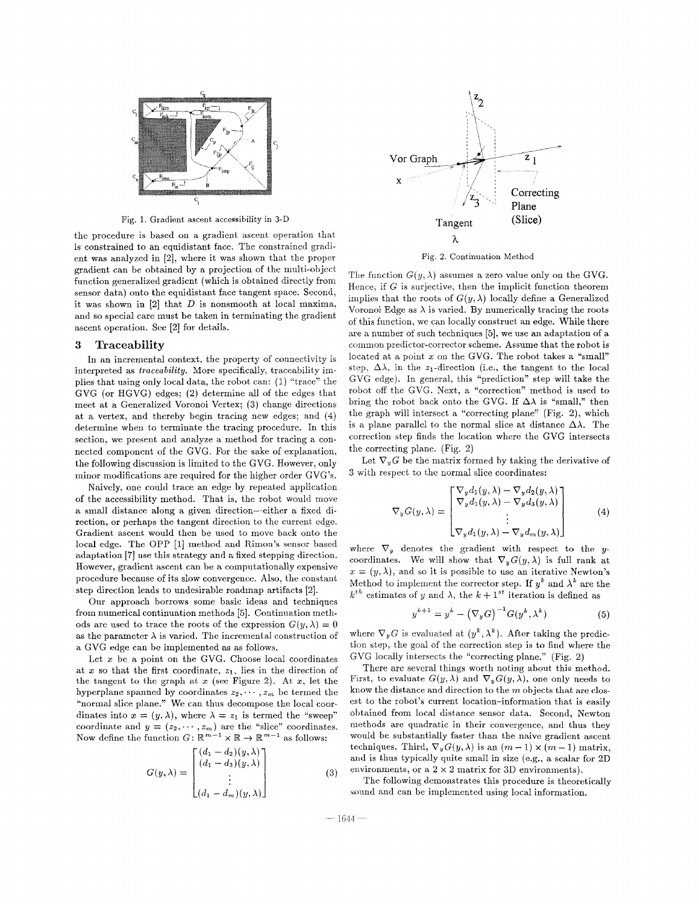Fig. 1. Gradient ascent accessibility in 3-D

the procedure is based on a gradient ascent operation that is constrained to an equidistant face. The constrained gradient was analyzed in [2], where it was shown that the proper gradient can be obtained by a projection of the multi-object function generalized gradient (which is obtained directly from sensor data) onto the equidistant face tangent space. Second, it was shown in [2] that $D$ is nonsmooth at local maxima, and so special care must be taken in terminating the gradient ascent operation. See [2] for details.

## 3 Traceability

In an incremental context, the property of connectivity is interpreted as *traceability*. More specifically, traceability implies that using only local data, the robot can: (1) "trace" the GVG (or HGVG) edges; (2) determine all of the edges that meet at a Generalized Voronoi Vertex; (3) change directions at a vertex, and thereby begin tracing new edges; and (4) determine when to terminate the tracing procedure. In this section, we present and analyze a method for tracing a connected component of the GVG. For the sake of explanation, the following discussion is limited to the GVG. However, only minor modifications are required for the higher order GVG's.

Naively, one could trace an edge by repeated application of the accessibility method. That is, the robot would move a small distance along a given direction—either a fixed direction, or perhaps the tangent direction to the current edge. Gradient ascent would then be used to move back onto the local edge. The OPP [1] method and Rimon's sensor based adaptation [7] use this strategy and a fixed stepping direction. However, gradient ascent can be a computationally expensive procedure because of its slow convergence. Also, the constant step direction leads to undesirable roadmap artifacts [2].

Our approach borrows some basic ideas and techniques from numerical continuation methods [5]. Continuation methods are used to trace the roots of the expression $G(y, \lambda) = 0$ as the parameter $\lambda$ is varied. The incremental construction of a GVG edge can be implemented as follows.

Let $x$ be a point on the GVG. Choose local coordinates at $x$ so that the first coordinate, $z_1$, lies in the direction of the tangent to the graph at $x$ (see Figure 2). At $x$, let the hyperplane spanned by coordinates $z_2, \cdots, z_m$ be termed the "normal slice plane." We can thus decompose the local coordinates into $x = (y, \lambda)$, where $\lambda = z_1$ is termed the "sweep" coordinate and $y = (z_2, \cdots, z_m)$ are the "slice" coordinates. Now define the function $G: \mathbb{R}^{m-1} \times \mathbb{R} \rightarrow \mathbb{R}^{m-1}$ as follows:

$$G(y, \lambda) = \begin{bmatrix} (d_1 - d_2)(y, \lambda) \\ (d_1 - d_3)(y, \lambda) \\ \vdots \\ (d_1 - d_m)(y, \lambda) \end{bmatrix} \tag{3}$$

Fig. 2. Continuation Method

The function $G(y, \lambda)$ assumes a zero value only on the GVG. Hence, if $G$ is surjective, then the implicit function theorem implies that the roots of $G(y, \lambda)$ locally define a Generalized Voronoi Edge as $\lambda$ is varied. By numerically tracing the roots of this function, we can locally construct an edge. While there are a number of such techniques [5], we use an adaptation of a common predictor-corrector scheme. Assume that the robot is located at a point $x$ on the GVG. The robot takes a "small" step, $\Delta\lambda$, in the $z_1$-direction (i.e., the tangent to the local GVG edge). In general, this "prediction" step will take the robot off the GVG. Next, a "correction" method is used to bring the robot back onto the GVG. If $\Delta\lambda$ is "small," then the graph will intersect a "correcting plane" (Fig. 2), which is a plane parallel to the normal slice at distance $\Delta\lambda$. The correction step finds the location where the GVG intersects the correcting plane. (Fig. 2)

Let $\nabla_y G$ be the matrix formed by taking the derivative of 3 with respect to the normal slice coordinates:

$$\nabla_y G(y, \lambda) = \begin{bmatrix} \nabla_y d_1(y, \lambda) - \nabla_y d_2(y, \lambda) \\ \nabla_y d_1(y, \lambda) - \nabla_y d_3(y, \lambda) \\ \vdots \\ \nabla_y d_1(y, \lambda) - \nabla_y d_m(y, \lambda) \end{bmatrix} \tag{4}$$

where $\nabla_y$ denotes the gradient with respect to the $y$-coordinates. We will show that $\nabla_y G(y, \lambda)$ is full rank at $x = (y, \lambda)$, and so it is possible to use an iterative Newton's Method to implement the corrector step. If $y^k$ and $\lambda^k$ are the $k^{th}$ estimates of $y$ and $\lambda$, the $k + 1^{st}$ iteration is defined as

$$y^{k+1} = y^k - \left(\nabla_y G\right)^{-1} G(y^k, \lambda^k) \tag{5}$$

where $\nabla_y G$ is evaluated at $(y^k, \lambda^k)$. After taking the prediction step, the goal of the correction step is to find where the GVG locally intersects the "correcting plane." (Fig. 2)

There are several things worth noting about this method. First, to evaluate $G(y, \lambda)$ and $\nabla_y G(y, \lambda)$, one only needs to know the distance and direction to the $m$ objects that are closest to the robot's current location-information that is easily obtained from local distance sensor data. Second, Newton methods are quadratic in their convergence, and thus they would be substantially faster than the naive gradient ascent techniques. Third, $\nabla_y G(y, \lambda)$ is an $(m-1) \times (m-1)$ matrix, and is thus typically quite small in size (e.g., a scalar for 2D environments, or a $2 \times 2$ matrix for 3D environments).

The following demonstrates this procedure is theoretically sound and can be implemented using local information.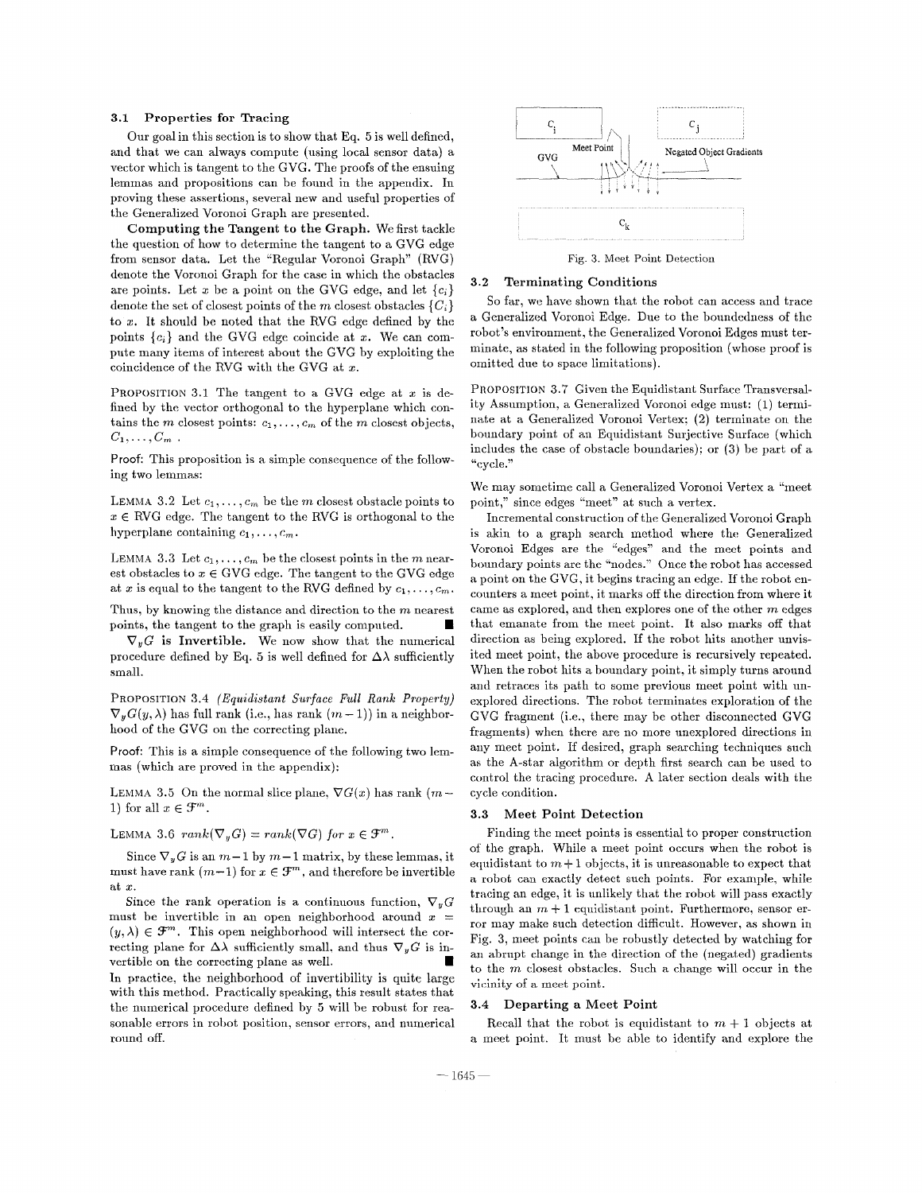### 3.1 Properties for Tracing

Our goal in this section is to show that Eq. 5 is well defined, and that we can always compute (using local sensor data) a vector which is tangent to the GVG. The proofs of the ensuing lemmas and propositions can be found in the appendix. In proving these assertions, several new and useful properties of the Generalized Voronoi Graph are presented.

**Computing the Tangent to the Graph.** We first tackle the question of how to determine the tangent to a GVG edge from sensor data. Let the "Regular Voronoi Graph" (RVG) denote the Voronoi Graph for the case in which the obstacles are points. Let $x$ be a point on the GVG edge, and let $\{c_i\}$ denote the set of closest points of the $m$ closest obstacles $\{C_i\}$ to $x$. It should be noted that the RVG edge defined by the points $\{c_i\}$ and the GVG edge coincide at $x$. We can compute many items of interest about the GVG by exploiting the coincidence of the RVG with the GVG at $x$.

PROPOSITION 3.1 *The tangent to a GVG edge at $x$ is defined by the vector orthogonal to the hyperplane which contains the $m$ closest points: $c_1, \ldots, c_m$ of the $m$ closest objects, $C_1, \ldots, C_m$.*

Proof: This proposition is a simple consequence of the following two lemmas:

LEMMA 3.2 *Let $c_1, \ldots, c_m$ be the $m$ closest obstacle points to $x \in$ RVG edge. The tangent to the RVG is orthogonal to the hyperplane containing $c_1, \ldots, c_m$.*

LEMMA 3.3 *Let $c_1, \ldots, c_m$ be the closest points in the $m$ nearest obstacles to $x \in$ GVG edge. The tangent to the GVG edge at $x$ is equal to the tangent to the RVG defined by $c_1, \ldots, c_m$.*

Thus, by knowing the distance and direction to the $m$ nearest points, the tangent to the graph is easily computed. ∎

**$\nabla_y G$ is Invertible.** We now show that the numerical procedure defined by Eq. 5 is well defined for $\Delta\lambda$ sufficiently small.

PROPOSITION 3.4 *(Equidistant Surface Full Rank Property) $\nabla_y G(y, \lambda)$ has full rank (i.e., has rank $(m-1)$) in a neighborhood of the GVG on the correcting plane.*

Proof: This is a simple consequence of the following two lemmas (which are proved in the appendix):

LEMMA 3.5 *On the normal slice plane, $\nabla G(x)$ has rank $(m-1)$ for all $x \in \mathcal{F}^m$.*

LEMMA 3.6 $rank(\nabla_y G) = rank(\nabla G)$ *for* $x \in \mathcal{F}^m$.

Since $\nabla_y G$ is an $m-1$ by $m-1$ matrix, by these lemmas, it must have rank $(m-1)$ for $x \in \mathcal{F}^m$, and therefore be invertible at $x$.

Since the rank operation is a continuous function, $\nabla_y G$ must be invertible in an open neighborhood around $x = (y, \lambda) \in \mathcal{F}^m$. This open neighborhood will intersect the correcting plane for $\Delta\lambda$ sufficiently small, and thus $\nabla_y G$ is invertible on the correcting plane as well. ∎

In practice, the neighborhood of invertibility is quite large with this method. Practically speaking, this result states that the numerical procedure defined by 5 will be robust for reasonable errors in robot position, sensor errors, and numerical round off.

Fig. 3. Meet Point Detection

### 3.2 Terminating Conditions

So far, we have shown that the robot can access and trace a Generalized Voronoi Edge. Due to the boundedness of the robot's environment, the Generalized Voronoi Edges must terminate, as stated in the following proposition (whose proof is omitted due to space limitations).

PROPOSITION 3.7 *Given the Equidistant Surface Transversality Assumption, a Generalized Voronoi edge must: (1) terminate at a Generalized Voronoi Vertex; (2) terminate on the boundary point of an Equidistant Surjective Surface (which includes the case of obstacle boundaries); or (3) be part of a "cycle."*

We may sometime call a Generalized Voronoi Vertex a "meet point," since edges "meet" at such a vertex.

Incremental construction of the Generalized Voronoi Graph is akin to a graph search method where the Generalized Voronoi Edges are the "edges" and the meet points and boundary points are the "nodes." Once the robot has accessed a point on the GVG, it begins tracing an edge. If the robot encounters a meet point, it marks off the direction from where it came as explored, and then explores one of the other $m$ edges that emanate from the meet point. It also marks off that direction as being explored. If the robot hits another unvisited meet point, the above procedure is recursively repeated. When the robot hits a boundary point, it simply turns around and retraces its path to some previous meet point with unexplored directions. The robot terminates exploration of the GVG fragment (i.e., there may be other disconnected GVG fragments) when there are no more unexplored directions in any meet point. If desired, graph searching techniques such as the A-star algorithm or depth first search can be used to control the tracing procedure. A later section deals with the cycle condition.

### 3.3 Meet Point Detection

Finding the meet points is essential to proper construction of the graph. While a meet point occurs when the robot is equidistant to $m+1$ objects, it is unreasonable to expect that a robot can exactly detect such points. For example, while tracing an edge, it is unlikely that the robot will pass exactly through an $m+1$ equidistant point. Furthermore, sensor error may make such detection difficult. However, as shown in Fig. 3, meet points can be robustly detected by watching for an abrupt change in the direction of the (negated) gradients to the $m$ closest obstacles. Such a change will occur in the vicinity of a meet point.

### 3.4 Departing a Meet Point

Recall that the robot is equidistant to $m+1$ objects at a meet point. It must be able to identify and explore the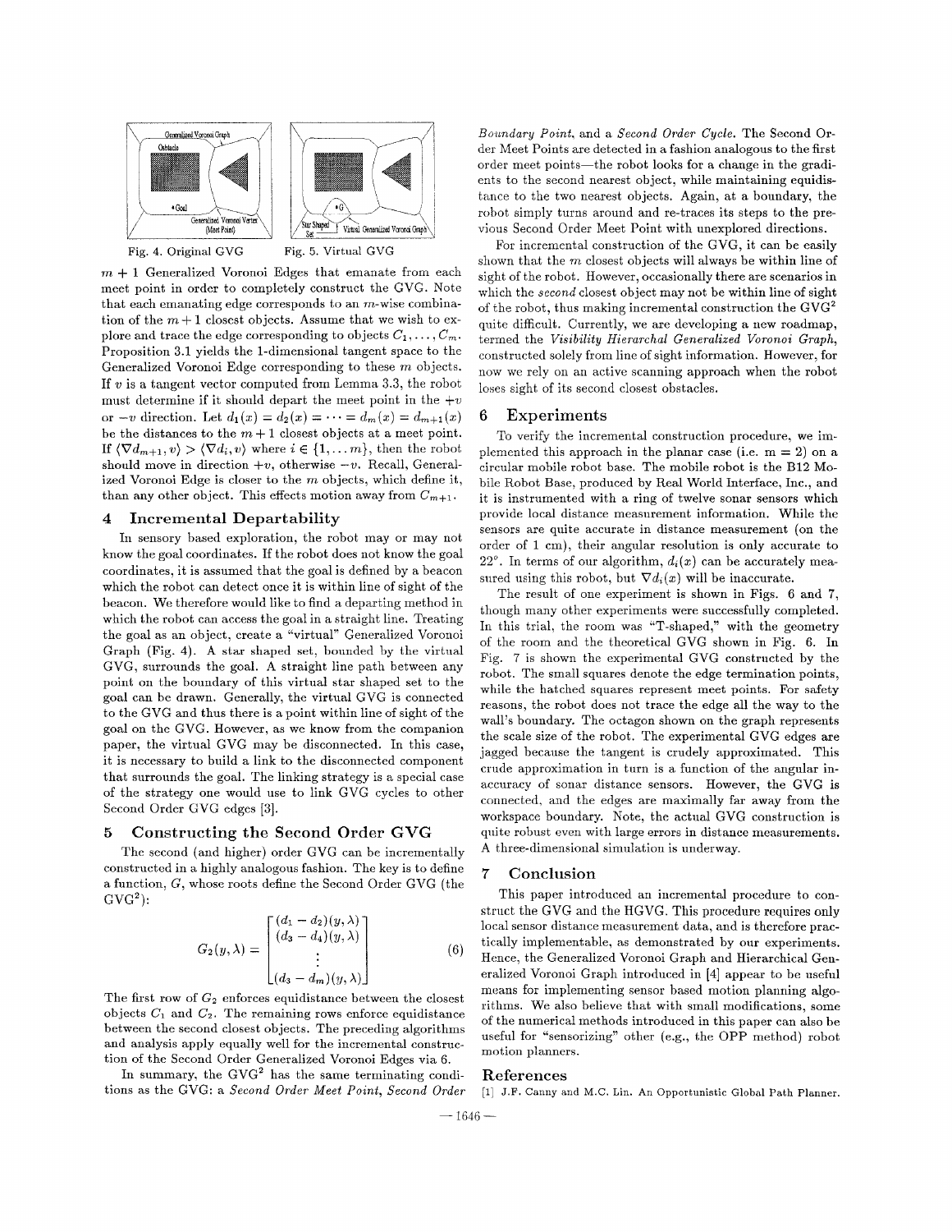Fig. 4. Original GVG Fig. 5. Virtual GVG

$m+1$ Generalized Voronoi Edges that emanate from each meet point in order to completely construct the GVG. Note that each emanating edge corresponds to an $m$-wise combination of the $m+1$ closest objects. Assume that we wish to explore and trace the edge corresponding to objects $C_1, \ldots, C_m$. Proposition 3.1 yields the 1-dimensional tangent space to the Generalized Voronoi Edge corresponding to these $m$ objects. If $v$ is a tangent vector computed from Lemma 3.3, the robot must determine if it should depart the meet point in the $+v$ or $-v$ direction. Let $d_1(x) = d_2(x) = \cdots = d_m(x) = d_{m+1}(x)$ be the distances to the $m+1$ closest objects at a meet point. If $\langle \nabla d_{m+1}, v\rangle > \langle \nabla d_i, v\rangle$ where $i \in \{1, \ldots m\}$, then the robot should move in direction $+v$, otherwise $-v$. Recall, Generalized Voronoi Edge is closer to the $m$ objects, which define it, than any other object. This effects motion away from $C_{m+1}$.

## 4 Incremental Departability

In sensory based exploration, the robot may or may not know the goal coordinates. If the robot does not know the goal coordinates, it is assumed that the goal is defined by a beacon which the robot can detect once it is within line of sight of the beacon. We therefore would like to find a departing method in which the robot can access the goal in a straight line. Treating the goal as an object, create a "virtual" Generalized Voronoi Graph (Fig. 4). A star shaped set, bounded by the virtual GVG, surrounds the goal. A straight line path between any point on the boundary of this virtual star shaped set to the goal can be drawn. Generally, the virtual GVG is connected to the GVG and thus there is a point within line of sight of the goal on the GVG. However, as we know from the companion paper, the virtual GVG may be disconnected. In this case, it is necessary to build a link to the disconnected component that surrounds the goal. The linking strategy is a special case of the strategy one would use to link GVG cycles to other Second Order GVG edges [3].

## 5 Constructing the Second Order GVG

The second (and higher) order GVG can be incrementally constructed in a highly analogous fashion. The key is to define a function, $G$, whose roots define the Second Order GVG (the $\text{GVG}^2$):

$$G_2(y, \lambda) = \begin{bmatrix} (d_1 - d_2)(y, \lambda) \\ (d_3 - d_4)(y, \lambda) \\ \vdots \\ (d_3 - d_m)(y, \lambda) \end{bmatrix} \tag{6}$$

The first row of $G_2$ enforces equidistance between the closest objects $C_1$ and $C_2$. The remaining rows enforce equidistance between the second closest objects. The preceding algorithms and analysis apply equally well for the incremental construction of the Second Order Generalized Voronoi Edges via 6.

In summary, the $\text{GVG}^2$ has the same terminating conditions as the GVG: a *Second Order Meet Point*, *Second Order Boundary Point*, and a *Second Order Cycle*. The Second Order Meet Points are detected in a fashion analogous to the first order meet points—the robot looks for a change in the gradients to the second nearest object, while maintaining equidistance to the two nearest objects. Again, at a boundary, the robot simply turns around and re-traces its steps to the previous Second Order Meet Point with unexplored directions.

For incremental construction of the GVG, it can be easily shown that the $m$ closest objects will always be within line of sight of the robot. However, occasionally there are scenarios in which the *second* closest object may not be within line of sight of the robot, thus making incremental construction the $\text{GVG}^2$ quite difficult. Currently, we are developing a new roadmap, termed the *Visibility Hierarchal Generalized Voronoi Graph*, constructed solely from line of sight information. However, for now we rely on an active scanning approach when the robot loses sight of its second closest obstacles.

## 6 Experiments

To verify the incremental construction procedure, we implemented this approach in the planar case (i.e. m = 2) on a circular mobile robot base. The mobile robot is the B12 Mobile Robot Base, produced by Real World Interface, Inc., and it is instrumented with a ring of twelve sonar sensors which provide local distance measurement information. While the sensors are quite accurate in distance measurement (on the order of 1 cm), their angular resolution is only accurate to $22°$. In terms of our algorithm, $d_i(x)$ can be accurately measured using this robot, but $\nabla d_i(x)$ will be inaccurate.

The result of one experiment is shown in Figs. 6 and 7, though many other experiments were successfully completed. In this trial, the room was "T-shaped," with the geometry of the room and the theoretical GVG shown in Fig. 6. In Fig. 7 is shown the experimental GVG constructed by the robot. The small squares denote the edge termination points, while the hatched squares represent meet points. For safety reasons, the robot does not trace the edge all the way to the wall's boundary. The octagon shown on the graph represents the scale size of the robot. The experimental GVG edges are jagged because the tangent is crudely approximated. This crude approximation in turn is a function of the angular inaccuracy of sonar distance sensors. However, the GVG is connected, and the edges are maximally far away from the workspace boundary. Note, the actual GVG construction is quite robust even with large errors in distance measurements. A three-dimensional simulation is underway.

## 7 Conclusion

This paper introduced an incremental procedure to construct the GVG and the HGVG. This procedure requires only local sensor distance measurement data, and is therefore practically implementable, as demonstrated by our experiments. Hence, the Generalized Voronoi Graph and Hierarchical Generalized Voronoi Graph introduced in [4] appear to be useful means for implementing sensor based motion planning algorithms. We also believe that with small modifications, some of the numerical methods introduced in this paper can also be useful for "sensorizing" other (e.g., the OPP method) robot motion planners.

## References

[1] J.F. Canny and M.C. Lin. An Opportunistic Global Path Planner.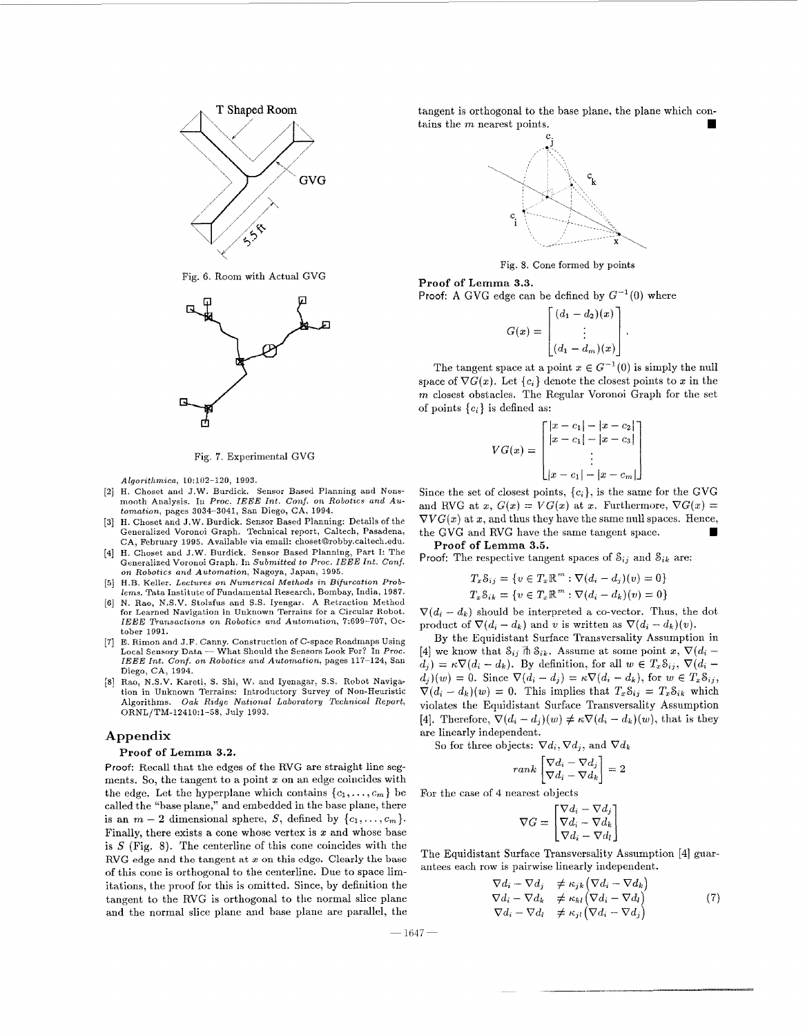Fig. 6. Room with Actual GVG

Fig. 7. Experimental GVG

*Algorithmica*, 10:102–120, 1993.

[2] H. Choset and J.W. Burdick. Sensor Based Planning and Nonsmooth Analysis. In *Proc. IEEE Int. Conf. on Robotics and Automation*, pages 3034–3041, San Diego, CA, 1994.

[3] H. Choset and J.W. Burdick. Sensor Based Planning: Details of the Generalized Voronoi Graph. Technical report, Caltech, Pasadena, CA, February 1995. Available via email: choset@robby.caltech.edu.

[4] H. Choset and J.W. Burdick. Sensor Based Planning, Part I: The Generalized Voronoi Graph. In *Submitted to Proc. IEEE Int. Conf. on Robotics and Automation*, Nagoya, Japan, 1995.

[5] H.B. Keller. *Lectures on Numerical Methods in Bifurcation Problems*. Tata Institute of Fundamental Research, Bombay, India, 1987.

[6] N. Rao, N.S.V. Stolzfus and S.S. Iyengar. A Retraction Method for Learned Navigation in Unknown Terrains for a Circular Robot. *IEEE Transactions on Robotics and Automation*, 7:699–707, October 1991.

[7] E. Rimon and J.F. Canny. Construction of C-space Roadmaps Using Local Sensory Data — What Should the Sensors Look For? In *Proc. IEEE Int. Conf. on Robotics and Automation*, pages 117–124, San Diego, CA, 1994.

[8] Rao, N.S.V. Kareti, S. Shi, W. and Iyenagar, S.S. Robot Navigation in Unknown Terrains: Introductory Survey of Non-Heuristic Algorithms. *Oak Ridge National Laboratory Technical Report*, ORNL/TM-12410:1–58, July 1993.

## Appendix

### Proof of Lemma 3.2.

Proof: Recall that the edges of the RVG are straight line segments. So, the tangent to a point $x$ on an edge coincides with the edge. Let the hyperplane which contains $\{c_1, \ldots, c_m\}$ be called the "base plane," and embedded in the base plane, there is an $m-2$ dimensional sphere, $S$, defined by $\{c_1, \ldots, c_m\}$. Finally, there exists a cone whose vertex is $x$ and whose base is $S$ (Fig. 8). The centerline of this cone coincides with the RVG edge and the tangent at $x$ on this edge. Clearly the base of this cone is orthogonal to the centerline. Due to space limitations, the proof for this is omitted. Since, by definition the tangent to the RVG is orthogonal to the normal slice plane and the normal slice plane and base plane are parallel, the tangent is orthogonal to the base plane, the plane which contains the $m$ nearest points. ∎

Fig. 8. Cone formed by points

### Proof of Lemma 3.3.

Proof: A GVG edge can be defined by $G^{-1}(0)$ where

$$G(x) = \begin{bmatrix} (d_1 - d_2)(x) \\ \vdots \\ (d_1 - d_m)(x) \end{bmatrix}.$$

The tangent space at a point $x \in G^{-1}(0)$ is simply the null space of $\nabla G(x)$. Let $\{c_i\}$ denote the closest points to $x$ in the $m$ closest obstacles. The Regular Voronoi Graph for the set of points $\{c_i\}$ is defined as:

$$VG(x) = \begin{bmatrix} |x - c_1| - |x - c_2| \\ |x - c_1| - |x - c_3| \\ \vdots \\ |x - c_1| - |x - c_m| \end{bmatrix}$$

Since the set of closest points, $\{c_i\}$, is the same for the GVG and RVG at $x$, $G(x) = VG(x)$ at $x$. Furthermore, $\nabla G(x) = \nabla VG(x)$ at $x$, and thus they have the same null spaces. Hence, the GVG and RVG have the same tangent space. ∎

### Proof of Lemma 3.5.

Proof: The respective tangent spaces of $\mathcal{S}_{ij}$ and $\mathcal{S}_{ik}$ are:

$$T_x\mathcal{S}_{ij} = \{v \in T_x\mathbb{R}^m : \nabla(d_i - d_j)(v) = 0\}$$
$$T_x\mathcal{S}_{ik} = \{v \in T_x\mathbb{R}^m : \nabla(d_i - d_k)(v) = 0\}$$

$\nabla(d_i - d_k)$ should be interpreted a co-vector. Thus, the dot product of $\nabla(d_i - d_k)$ and $v$ is written as $\nabla(d_i - d_k)(v)$.

By the Equidistant Surface Transversality Assumption in [4] we know that $\mathcal{S}_{ij} \pitchfork \mathcal{S}_{ik}$. Assume at some point $x$, $\nabla(d_i - d_j) = \kappa\nabla(d_i - d_k)$. By definition, for all $w \in T_x\mathcal{S}_{ij}$, $\nabla(d_i - d_j)(w) = 0$. Since $\nabla(d_i - d_j) = \kappa\nabla(d_i - d_k)$, for $w \in T_x\mathcal{S}_{ij}$, $\nabla(d_i - d_k)(w) = 0$. This implies that $T_x\mathcal{S}_{ij} = T_x\mathcal{S}_{ik}$ which violates the Equidistant Surface Transversality Assumption [4]. Therefore, $\nabla(d_i - d_j)(w) \neq \kappa\nabla(d_i - d_k)(w)$, that is they are linearly independent.

So for three objects: $\nabla d_i, \nabla d_j$, and $\nabla d_k$

$$rank \begin{bmatrix} \nabla d_i - \nabla d_j \\ \nabla d_i - \nabla d_k \end{bmatrix} = 2$$

For the case of 4 nearest objects

$$\nabla G = \begin{bmatrix} \nabla d_i - \nabla d_j \\ \nabla d_i - \nabla d_k \\ \nabla d_i - \nabla d_l \end{bmatrix}$$

The Equidistant Surface Transversality Assumption [4] guarantees each row is pairwise linearly independent.

$$\begin{aligned} \nabla d_i - \nabla d_j &\neq \kappa_{jk}\left(\nabla d_i - \nabla d_k\right) \\ \nabla d_i - \nabla d_k &\neq \kappa_{kl}\left(\nabla d_i - \nabla d_l\right) \\ \nabla d_i - \nabla d_l &\neq \kappa_{jl}\left(\nabla d_i - \nabla d_j\right) \end{aligned} \tag{7}$$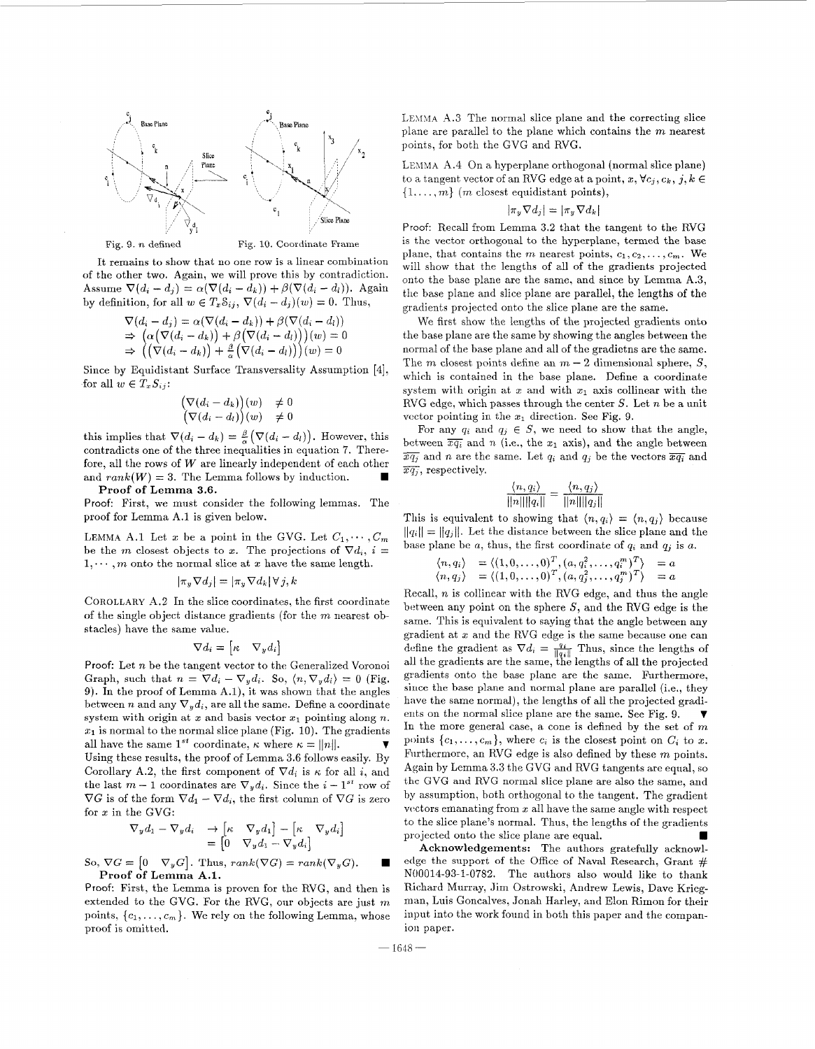Fig. 9. $n$ defined

Fig. 10. Coordinate Frame

It remains to show that no one row is a linear combination of the other two. Again, we will prove this by contradiction. Assume $\nabla(d_i - d_j) = \alpha(\nabla(d_i - d_k)) + \beta(\nabla(d_i - d_l))$. Again by definition, for all $w \in T_x S_{ij}$, $\nabla(d_i - d_j)(w) = 0$. Thus,

$$\begin{aligned} &\nabla(d_i - d_j) = \alpha(\nabla(d_i - d_k)) + \beta(\nabla(d_i - d_l)) \\ &\Rightarrow \left(\alpha\left(\nabla(d_i - d_k)\right) + \beta\left(\nabla(d_i - d_l)\right)\right)(w) = 0 \\ &\Rightarrow \left(\left(\nabla(d_i - d_k)\right) + \tfrac{\beta}{\alpha}\left(\nabla(d_i - d_l)\right)\right)(w) = 0 \end{aligned}$$

Since by Equidistant Surface Transversality Assumption [4], for all $w \in T_x S_{ij}$:

$$\begin{aligned} \left(\nabla(d_i - d_k)\right)(w) &\neq 0 \\ \left(\nabla(d_i - d_l)\right)(w) &\neq 0 \end{aligned}$$

this implies that $\nabla(d_i - d_k) = \frac{\beta}{\alpha}\left(\nabla(d_i - d_l)\right)$. However, this contradicts one of the three inequalities in equation 7. Therefore, all the rows of $W$ are linearly independent of each other and $rank(W) = 3$. The Lemma follows by induction. ∎

**Proof of Lemma 3.6.**

Proof: First, we must consider the following lemmas. The proof for Lemma A.1 is given below.

LEMMA A.1 Let $x$ be a point in the GVG. Let $C_1, \cdots, C_m$ be the $m$ closest objects to $x$. The projections of $\nabla d_i$, $i = 1, \cdots, m$ onto the normal slice at $x$ have the same length.

$$|\pi_y \nabla d_j| = |\pi_y \nabla d_k| \forall j, k$$

COROLLARY A.2 In the slice coordinates, the first coordinate of the single object distance gradients (for the $m$ nearest obstacles) have the same value.

$$\nabla d_i = \begin{bmatrix} \kappa & \nabla_y d_i \end{bmatrix}$$

Proof: Let $n$ be the tangent vector to the Generalized Voronoi Graph, such that $n = \nabla d_i - \nabla_y d_i$. So, $\langle n, \nabla_y d_i \rangle = 0$ (Fig. 9). In the proof of Lemma A.1), it was shown that the angles between $n$ and any $\nabla_y d_i$, are all the same. Define a coordinate system with origin at $x$ and basis vector $x_1$ pointing along $n$. $x_1$ is normal to the normal slice plane (Fig. 10). The gradients all have the same $1^{st}$ coordinate, $\kappa$ where $\kappa = \|n\|$. ▼

Using these results, the proof of Lemma 3.6 follows easily. By Corollary A.2, the first component of $\nabla d_i$ is $\kappa$ for all $i$, and the last $m-1$ coordinates are $\nabla_y d_i$. Since the $i - 1^{st}$ row of $\nabla G$ is of the form $\nabla d_1 - \nabla d_i$, the first column of $\nabla G$ is zero for $x$ in the GVG:

$$\begin{aligned} \nabla_y d_1 - \nabla_y d_i &\rightarrow \begin{bmatrix} \kappa & \nabla_y d_1 \end{bmatrix} - \begin{bmatrix} \kappa & \nabla_y d_i \end{bmatrix} \\ &= \begin{bmatrix} 0 & \nabla_y d_1 - \nabla_y d_i \end{bmatrix} \end{aligned}$$

So, $\nabla G = \begin{bmatrix} 0 & \nabla_y G \end{bmatrix}$. Thus, $rank(\nabla G) = rank(\nabla_y G)$. ∎

**Proof of Lemma A.1.**

Proof: First, the Lemma is proven for the RVG, and then is extended to the GVG. For the RVG, our objects are just $m$ points, $\{c_1, \ldots, c_m\}$. We rely on the following Lemma, whose proof is omitted.

LEMMA A.3 The normal slice plane and the correcting slice plane are parallel to the plane which contains the $m$ nearest points, for both the GVG and RVG.

LEMMA A.4 On a hyperplane orthogonal (normal slice plane) to a tangent vector of an RVG edge at a point, $x$, $\forall c_j, c_k, j, k \in \{1 \ldots, m\}$ ($m$ closest equidistant points),

$$|\pi_y \nabla d_j| = |\pi_y \nabla d_k|$$

Proof: Recall from Lemma 3.2 that the tangent to the RVG is the vector orthogonal to the hyperplane, termed the base plane, that contains the $m$ nearest points, $c_1, c_2, \ldots, c_m$. We will show that the lengths of all of the gradients projected onto the base plane are the same, and since by Lemma A.3, the base plane and slice plane are parallel, the lengths of the gradients projected onto the slice plane are the same.

We first show the lengths of the projected gradients onto the base plane are the same by showing the angles between the normal of the base plane and all of the gradietns are the same. The $m$ closest points define an $m-2$ dimensional sphere, $S$, which is contained in the base plane. Define a coordinate system with origin at $x$ and with $x_1$ axis collinear with the RVG edge, which passes through the center $S$. Let $n$ be a unit vector pointing in the $x_1$ direction. See Fig. 9.

For any $q_i$ and $q_j \in S$, we need to show that the angle, between $\overline{xq_i}$ and $n$ (i.e., the $x_1$ axis), and the angle between $\overline{xq_j}$ and $n$ are the same. Let $q_i$ and $q_j$ be the vectors $\overline{xq_i}$ and $\overline{xq_j}$, respectively.

$$\frac{\langle n, q_i \rangle}{\|n\|\|q_i\|} = \frac{\langle n, q_j \rangle}{\|n\|\|q_j\|}$$

This is equivalent to showing that $\langle n, q_i \rangle = \langle n, q_j \rangle$ because $\|q_i\| = \|q_j\|$. Let the distance between the slice plane and the base plane be $a$, thus, the first coordinate of $q_i$ and $q_j$ is $a$.

$$\begin{aligned} \langle n, q_i \rangle &= \langle (1, 0, \ldots, 0)^T, (a, q_i^2, \ldots, q_i^m)^T \rangle &= a \\ \langle n, q_j \rangle &= \langle (1, 0, \ldots, 0)^T, (a, q_j^2, \ldots, q_j^m)^T \rangle &= a \end{aligned}$$

Recall, $n$ is collinear with the RVG edge, and thus the angle between any point on the sphere $S$, and the RVG edge is the same. This is equivalent to saying that the angle between any gradient at $x$ and the RVG edge is the same because one can define the gradient as $\nabla d_i = \frac{q_i}{\|q_i\|}$ Thus, since the lengths of all the gradients are the same, the lengths of all the projected gradients onto the base plane are the same. Furthermore, since the base plane and normal plane are parallel (i.e., they have the same normal), the lengths of all the projected gradients on the normal slice plane are the same. See Fig. 9. ▼

In the more general case, a cone is defined by the set of $m$ points $\{c_1, \ldots, c_m\}$, where $c_i$ is the closest point on $C_i$ to $x$. Furthermore, an RVG edge is also defined by these $m$ points. Again by Lemma 3.3 the GVG and RVG tangents are equal, so the GVG and RVG normal slice plane are also the same, and by assumption, both orthogonal to the tangent. The gradient vectors emanating from $x$ all have the same angle with respect to the slice plane's normal. Thus, the lengths of the gradients projected onto the slice plane are equal. ∎

**Acknowledgements:** The authors gratefully acknowledge the support of the Office of Naval Research, Grant # N00014-93-1-0782. The authors also would like to thank Richard Murray, Jim Ostrowski, Andrew Lewis, Dave Kriegman, Luis Goncalves, Jonah Harley, and Elon Rimon for their input into the work found in both this paper and the companion paper.